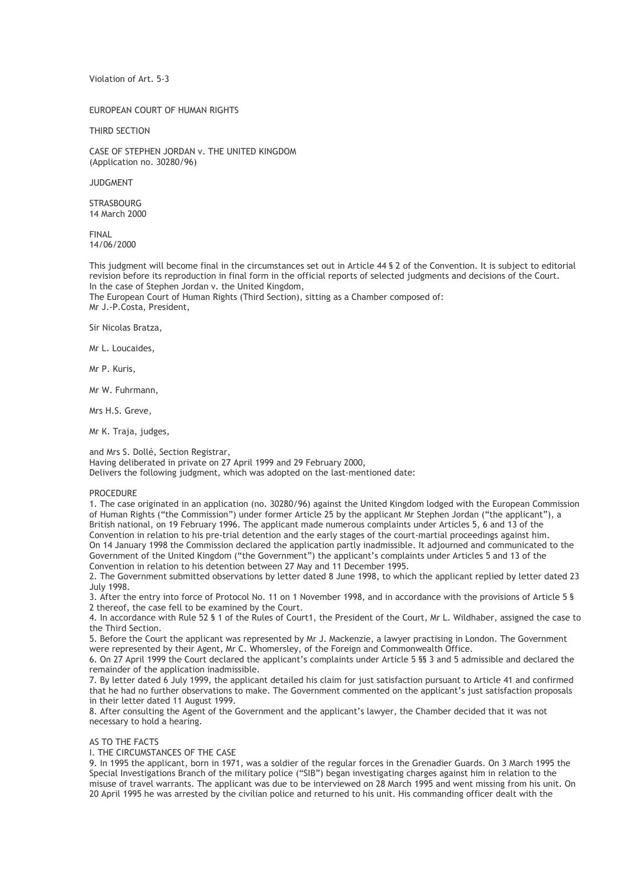Violation of Art. 5-3

EUROPEAN COURT OF HUMAN RIGHTS

THIRD SECTION

CASE OF STEPHEN JORDAN v. THE UNITED KINGDOM
(Application no. 30280/96)

JUDGMENT

STRASBOURG
14 March 2000

FINAL
14/06/2000

This judgment will become final in the circumstances set out in Article 44 § 2 of the Convention. It is subject to editorial revision before its reproduction in final form in the official reports of selected judgments and decisions of the Court.
In the case of Stephen Jordan v. the United Kingdom,
The European Court of Human Rights (Third Section), sitting as a Chamber composed of:
Mr J.-P.Costa, President,

Sir Nicolas Bratza,

Mr L. Loucaides,

Mr P. Kuris,

Mr W. Fuhrmann,

Mrs H.S. Greve,

Mr K. Traja, judges,

and Mrs S. Dollé, Section Registrar,
Having deliberated in private on 27 April 1999 and 29 February 2000,
Delivers the following judgment, which was adopted on the last-mentioned date:

## PROCEDURE

1. The case originated in an application (no. 30280/96) against the United Kingdom lodged with the European Commission of Human Rights ("the Commission") under former Article 25 by the applicant Mr Stephen Jordan ("the applicant"), a British national, on 19 February 1996. The applicant made numerous complaints under Articles 5, 6 and 13 of the Convention in relation to his pre-trial detention and the early stages of the court-martial proceedings against him.
On 14 January 1998 the Commission declared the application partly inadmissible. It adjourned and communicated to the Government of the United Kingdom ("the Government") the applicant's complaints under Articles 5 and 13 of the Convention in relation to his detention between 27 May and 11 December 1995.
2. The Government submitted observations by letter dated 8 June 1998, to which the applicant replied by letter dated 23 July 1998.
3. After the entry into force of Protocol No. 11 on 1 November 1998, and in accordance with the provisions of Article 5 § 2 thereof, the case fell to be examined by the Court.
4. In accordance with Rule 52 § 1 of the Rules of Court1, the President of the Court, Mr L. Wildhaber, assigned the case to the Third Section.
5. Before the Court the applicant was represented by Mr J. Mackenzie, a lawyer practising in London. The Government were represented by their Agent, Mr C. Whomersley, of the Foreign and Commonwealth Office.
6. On 27 April 1999 the Court declared the applicant's complaints under Article 5 §§ 3 and 5 admissible and declared the remainder of the application inadmissible.
7. By letter dated 6 July 1999, the applicant detailed his claim for just satisfaction pursuant to Article 41 and confirmed that he had no further observations to make. The Government commented on the applicant's just satisfaction proposals in their letter dated 11 August 1999.
8. After consulting the Agent of the Government and the applicant's lawyer, the Chamber decided that it was not necessary to hold a hearing.

## AS TO THE FACTS

### I. THE CIRCUMSTANCES OF THE CASE

9. In 1995 the applicant, born in 1971, was a soldier of the regular forces in the Grenadier Guards. On 3 March 1995 the Special Investigations Branch of the military police ("SIB") began investigating charges against him in relation to the misuse of travel warrants. The applicant was due to be interviewed on 28 March 1995 and went missing from his unit. On 20 April 1995 he was arrested by the civilian police and returned to his unit. His commanding officer dealt with the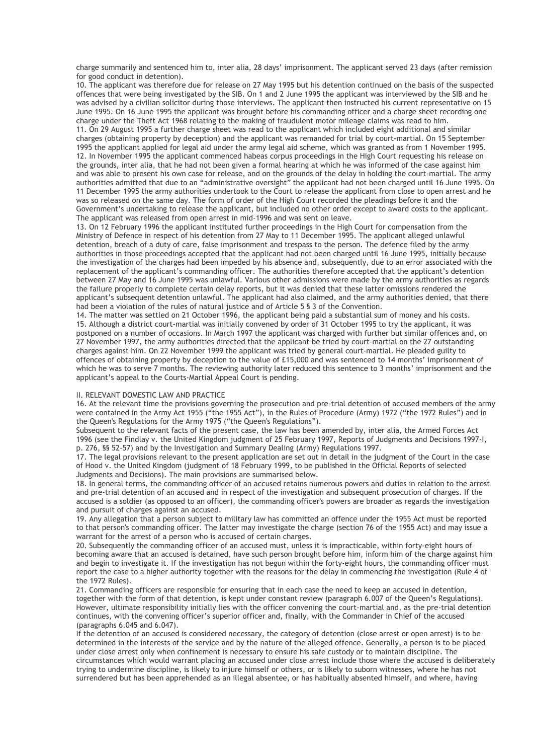charge summarily and sentenced him to, inter alia, 28 days' imprisonment. The applicant served 23 days (after remission for good conduct in detention).

10. The applicant was therefore due for release on 27 May 1995 but his detention continued on the basis of the suspected offences that were being investigated by the SIB. On 1 and 2 June 1995 the applicant was interviewed by the SIB and he was advised by a civilian solicitor during those interviews. The applicant then instructed his current representative on 15 June 1995. On 16 June 1995 the applicant was brought before his commanding officer and a charge sheet recording one charge under the Theft Act 1968 relating to the making of fraudulent motor mileage claims was read to him.

11. On 29 August 1995 a further charge sheet was read to the applicant which included eight additional and similar charges (obtaining property by deception) and the applicant was remanded for trial by court-martial. On 15 September 1995 the applicant applied for legal aid under the army legal aid scheme, which was granted as from 1 November 1995.

12. In November 1995 the applicant commenced habeas corpus proceedings in the High Court requesting his release on the grounds, inter alia, that he had not been given a formal hearing at which he was informed of the case against him and was able to present his own case for release, and on the grounds of the delay in holding the court-martial. The army authorities admitted that due to an "administrative oversight" the applicant had not been charged until 16 June 1995. On 11 December 1995 the army authorities undertook to the Court to release the applicant from close to open arrest and he was so released on the same day. The form of order of the High Court recorded the pleadings before it and the Government's undertaking to release the applicant, but included no other order except to award costs to the applicant. The applicant was released from open arrest in mid-1996 and was sent on leave.

13. On 12 February 1996 the applicant instituted further proceedings in the High Court for compensation from the Ministry of Defence in respect of his detention from 27 May to 11 December 1995. The applicant alleged unlawful detention, breach of a duty of care, false imprisonment and trespass to the person. The defence filed by the army authorities in those proceedings accepted that the applicant had not been charged until 16 June 1995, initially because the investigation of the charges had been impeded by his absence and, subsequently, due to an error associated with the replacement of the applicant's commanding officer. The authorities therefore accepted that the applicant's detention between 27 May and 16 June 1995 was unlawful. Various other admissions were made by the army authorities as regards the failure properly to complete certain delay reports, but it was denied that these latter omissions rendered the applicant's subsequent detention unlawful. The applicant had also claimed, and the army authorities denied, that there had been a violation of the rules of natural justice and of Article 5 § 3 of the Convention.

14. The matter was settled on 21 October 1996, the applicant being paid a substantial sum of money and his costs.

15. Although a district court-martial was initially convened by order of 31 October 1995 to try the applicant, it was postponed on a number of occasions. In March 1997 the applicant was charged with further but similar offences and, on 27 November 1997, the army authorities directed that the applicant be tried by court-martial on the 27 outstanding charges against him. On 22 November 1999 the applicant was tried by general court-martial. He pleaded guilty to offences of obtaining property by deception to the value of £15,000 and was sentenced to 14 months' imprisonment of which he was to serve 7 months. The reviewing authority later reduced this sentence to 3 months' imprisonment and the applicant's appeal to the Courts-Martial Appeal Court is pending.

## II. RELEVANT DOMESTIC LAW AND PRACTICE

16. At the relevant time the provisions governing the prosecution and pre-trial detention of accused members of the army were contained in the Army Act 1955 ("the 1955 Act"), in the Rules of Procedure (Army) 1972 ("the 1972 Rules") and in the Queen's Regulations for the Army 1975 ("the Queen's Regulations").

Subsequent to the relevant facts of the present case, the law has been amended by, inter alia, the Armed Forces Act 1996 (see the Findlay v. the United Kingdom judgment of 25 February 1997, Reports of Judgments and Decisions 1997-I, p. 276, §§ 52-57) and by the Investigation and Summary Dealing (Army) Regulations 1997.

17. The legal provisions relevant to the present application are set out in detail in the judgment of the Court in the case of Hood v. the United Kingdom (judgment of 18 February 1999, to be published in the Official Reports of selected Judgments and Decisions). The main provisions are summarised below.

18. In general terms, the commanding officer of an accused retains numerous powers and duties in relation to the arrest and pre-trial detention of an accused and in respect of the investigation and subsequent prosecution of charges. If the accused is a soldier (as opposed to an officer), the commanding officer's powers are broader as regards the investigation and pursuit of charges against an accused.

19. Any allegation that a person subject to military law has committed an offence under the 1955 Act must be reported to that person's commanding officer. The latter may investigate the charge (section 76 of the 1955 Act) and may issue a warrant for the arrest of a person who is accused of certain charges.

20. Subsequently the commanding officer of an accused must, unless it is impracticable, within forty-eight hours of becoming aware that an accused is detained, have such person brought before him, inform him of the charge against him and begin to investigate it. If the investigation has not begun within the forty-eight hours, the commanding officer must report the case to a higher authority together with the reasons for the delay in commencing the investigation (Rule 4 of the 1972 Rules).

21. Commanding officers are responsible for ensuring that in each case the need to keep an accused in detention, together with the form of that detention, is kept under constant review (paragraph 6.007 of the Queen's Regulations). However, ultimate responsibility initially lies with the officer convening the court-martial and, as the pre-trial detention continues, with the convening officer's superior officer and, finally, with the Commander in Chief of the accused (paragraphs 6.045 and 6.047).

If the detention of an accused is considered necessary, the category of detention (close arrest or open arrest) is to be determined in the interests of the service and by the nature of the alleged offence. Generally, a person is to be placed under close arrest only when confinement is necessary to ensure his safe custody or to maintain discipline. The circumstances which would warrant placing an accused under close arrest include those where the accused is deliberately trying to undermine discipline, is likely to injure himself or others, or is likely to suborn witnesses, where he has not surrendered but has been apprehended as an illegal absentee, or has habitually absented himself, and where, having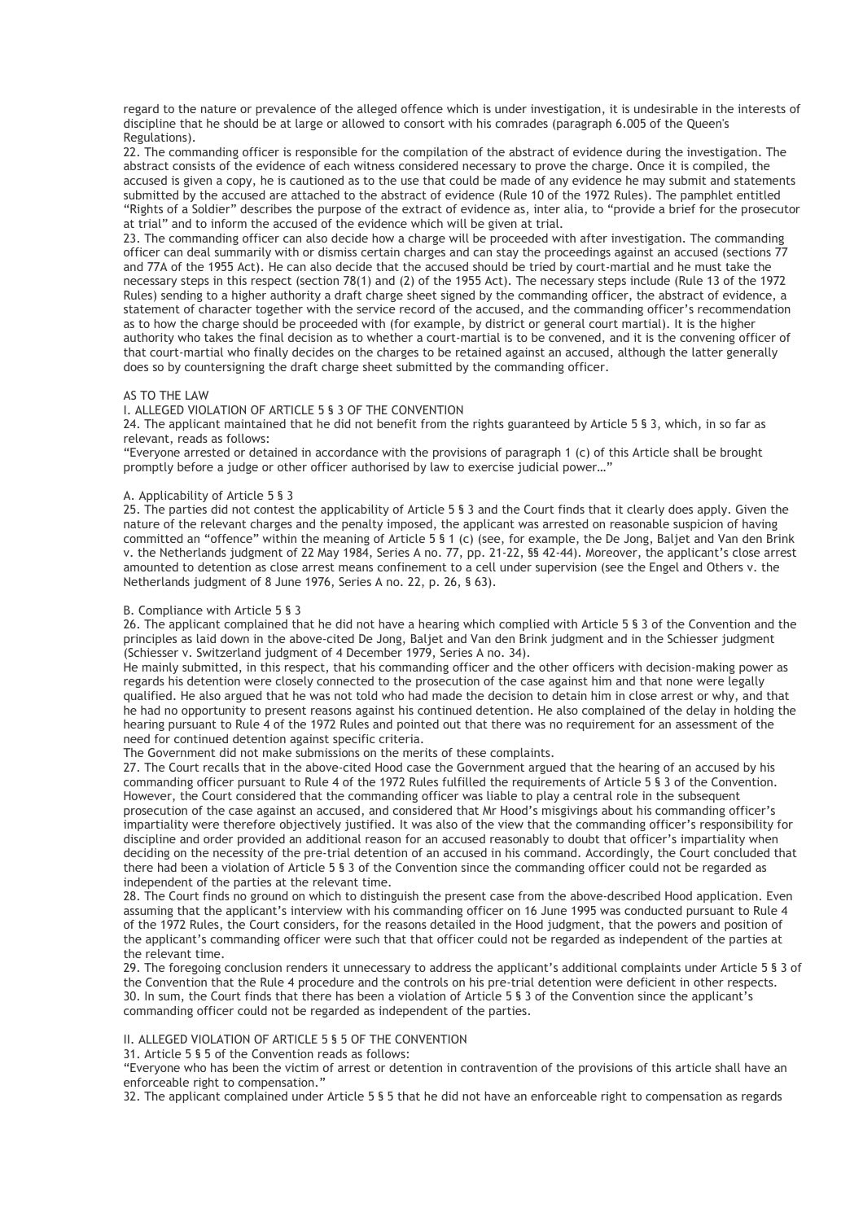regard to the nature or prevalence of the alleged offence which is under investigation, it is undesirable in the interests of discipline that he should be at large or allowed to consort with his comrades (paragraph 6.005 of the Queen's Regulations).

22. The commanding officer is responsible for the compilation of the abstract of evidence during the investigation. The abstract consists of the evidence of each witness considered necessary to prove the charge. Once it is compiled, the accused is given a copy, he is cautioned as to the use that could be made of any evidence he may submit and statements submitted by the accused are attached to the abstract of evidence (Rule 10 of the 1972 Rules). The pamphlet entitled "Rights of a Soldier" describes the purpose of the extract of evidence as, inter alia, to "provide a brief for the prosecutor at trial" and to inform the accused of the evidence which will be given at trial.

23. The commanding officer can also decide how a charge will be proceeded with after investigation. The commanding officer can deal summarily with or dismiss certain charges and can stay the proceedings against an accused (sections 77 and 77A of the 1955 Act). He can also decide that the accused should be tried by court-martial and he must take the necessary steps in this respect (section 78(1) and (2) of the 1955 Act). The necessary steps include (Rule 13 of the 1972 Rules) sending to a higher authority a draft charge sheet signed by the commanding officer, the abstract of evidence, a statement of character together with the service record of the accused, and the commanding officer's recommendation as to how the charge should be proceeded with (for example, by district or general court martial). It is the higher authority who takes the final decision as to whether a court-martial is to be convened, and it is the convening officer of that court-martial who finally decides on the charges to be retained against an accused, although the latter generally does so by countersigning the draft charge sheet submitted by the commanding officer.

## AS TO THE LAW

### I. ALLEGED VIOLATION OF ARTICLE 5 § 3 OF THE CONVENTION

24. The applicant maintained that he did not benefit from the rights guaranteed by Article 5 § 3, which, in so far as relevant, reads as follows:

"Everyone arrested or detained in accordance with the provisions of paragraph 1 (c) of this Article shall be brought promptly before a judge or other officer authorised by law to exercise judicial power…"

#### A. Applicability of Article 5 § 3

25. The parties did not contest the applicability of Article 5 § 3 and the Court finds that it clearly does apply. Given the nature of the relevant charges and the penalty imposed, the applicant was arrested on reasonable suspicion of having committed an "offence" within the meaning of Article 5 § 1 (c) (see, for example, the De Jong, Baljet and Van den Brink v. the Netherlands judgment of 22 May 1984, Series A no. 77, pp. 21-22, §§ 42-44). Moreover, the applicant's close arrest amounted to detention as close arrest means confinement to a cell under supervision (see the Engel and Others v. the Netherlands judgment of 8 June 1976, Series A no. 22, p. 26, § 63).

#### B. Compliance with Article 5 § 3

26. The applicant complained that he did not have a hearing which complied with Article 5 § 3 of the Convention and the principles as laid down in the above-cited De Jong, Baljet and Van den Brink judgment and in the Schiesser judgment (Schiesser v. Switzerland judgment of 4 December 1979, Series A no. 34).

He mainly submitted, in this respect, that his commanding officer and the other officers with decision-making power as regards his detention were closely connected to the prosecution of the case against him and that none were legally qualified. He also argued that he was not told who had made the decision to detain him in close arrest or why, and that he had no opportunity to present reasons against his continued detention. He also complained of the delay in holding the hearing pursuant to Rule 4 of the 1972 Rules and pointed out that there was no requirement for an assessment of the need for continued detention against specific criteria.

The Government did not make submissions on the merits of these complaints.

27. The Court recalls that in the above-cited Hood case the Government argued that the hearing of an accused by his commanding officer pursuant to Rule 4 of the 1972 Rules fulfilled the requirements of Article 5 § 3 of the Convention. However, the Court considered that the commanding officer was liable to play a central role in the subsequent prosecution of the case against an accused, and considered that Mr Hood's misgivings about his commanding officer's impartiality were therefore objectively justified. It was also of the view that the commanding officer's responsibility for discipline and order provided an additional reason for an accused reasonably to doubt that officer's impartiality when deciding on the necessity of the pre-trial detention of an accused in his command. Accordingly, the Court concluded that there had been a violation of Article 5 § 3 of the Convention since the commanding officer could not be regarded as independent of the parties at the relevant time.

28. The Court finds no ground on which to distinguish the present case from the above-described Hood application. Even assuming that the applicant's interview with his commanding officer on 16 June 1995 was conducted pursuant to Rule 4 of the 1972 Rules, the Court considers, for the reasons detailed in the Hood judgment, that the powers and position of the applicant's commanding officer were such that that officer could not be regarded as independent of the parties at the relevant time.

29. The foregoing conclusion renders it unnecessary to address the applicant's additional complaints under Article 5 § 3 of the Convention that the Rule 4 procedure and the controls on his pre-trial detention were deficient in other respects.

30. In sum, the Court finds that there has been a violation of Article 5 § 3 of the Convention since the applicant's commanding officer could not be regarded as independent of the parties.

### II. ALLEGED VIOLATION OF ARTICLE 5 § 5 OF THE CONVENTION

31. Article 5 § 5 of the Convention reads as follows:

"Everyone who has been the victim of arrest or detention in contravention of the provisions of this article shall have an enforceable right to compensation."

32. The applicant complained under Article 5 § 5 that he did not have an enforceable right to compensation as regards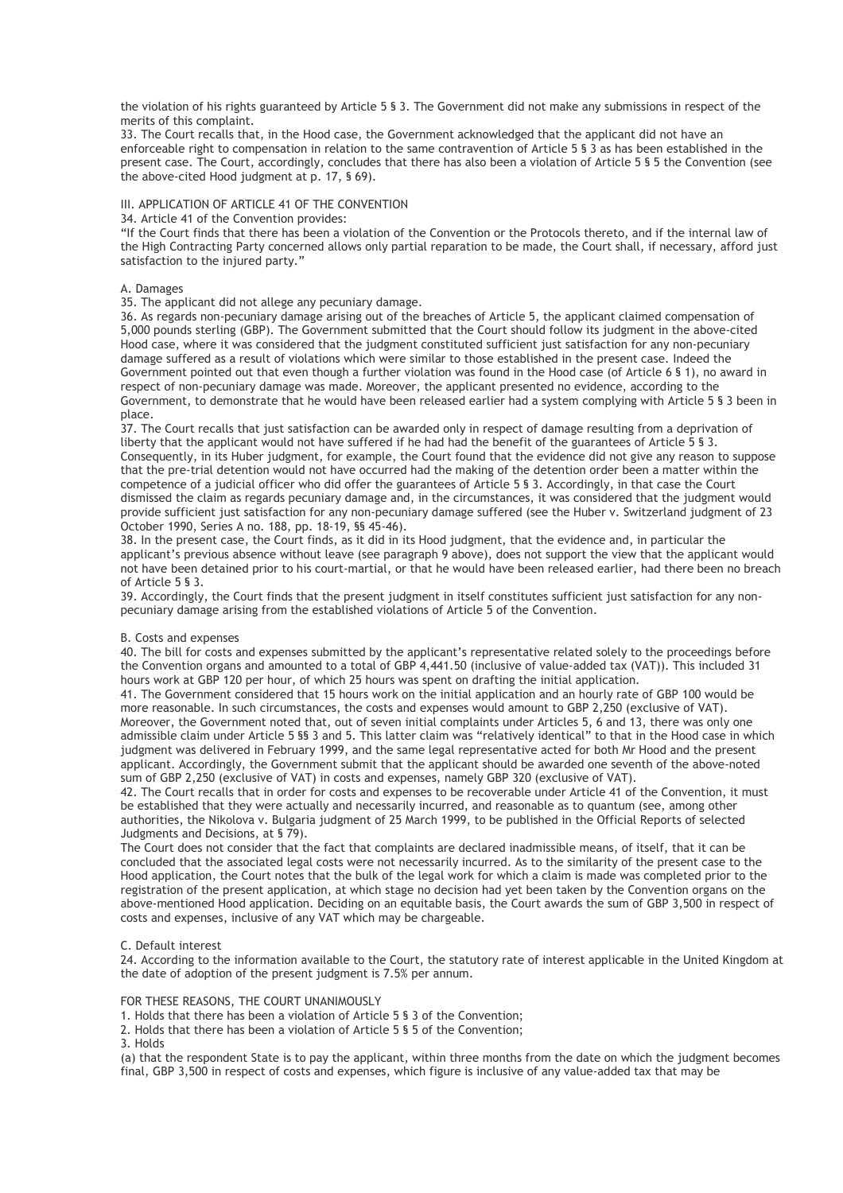the violation of his rights guaranteed by Article 5 § 3. The Government did not make any submissions in respect of the merits of this complaint.

33. The Court recalls that, in the Hood case, the Government acknowledged that the applicant did not have an enforceable right to compensation in relation to the same contravention of Article 5 § 3 as has been established in the present case. The Court, accordingly, concludes that there has also been a violation of Article 5 § 5 the Convention (see the above-cited Hood judgment at p. 17, § 69).

III. APPLICATION OF ARTICLE 41 OF THE CONVENTION

34. Article 41 of the Convention provides:

"If the Court finds that there has been a violation of the Convention or the Protocols thereto, and if the internal law of the High Contracting Party concerned allows only partial reparation to be made, the Court shall, if necessary, afford just satisfaction to the injured party."

A. Damages

35. The applicant did not allege any pecuniary damage.

36. As regards non-pecuniary damage arising out of the breaches of Article 5, the applicant claimed compensation of 5,000 pounds sterling (GBP). The Government submitted that the Court should follow its judgment in the above-cited Hood case, where it was considered that the judgment constituted sufficient just satisfaction for any non-pecuniary damage suffered as a result of violations which were similar to those established in the present case. Indeed the Government pointed out that even though a further violation was found in the Hood case (of Article 6 § 1), no award in respect of non-pecuniary damage was made. Moreover, the applicant presented no evidence, according to the Government, to demonstrate that he would have been released earlier had a system complying with Article 5 § 3 been in place.

37. The Court recalls that just satisfaction can be awarded only in respect of damage resulting from a deprivation of liberty that the applicant would not have suffered if he had had the benefit of the guarantees of Article 5 § 3. Consequently, in its Huber judgment, for example, the Court found that the evidence did not give any reason to suppose that the pre-trial detention would not have occurred had the making of the detention order been a matter within the competence of a judicial officer who did offer the guarantees of Article 5 § 3. Accordingly, in that case the Court dismissed the claim as regards pecuniary damage and, in the circumstances, it was considered that the judgment would provide sufficient just satisfaction for any non-pecuniary damage suffered (see the Huber v. Switzerland judgment of 23 October 1990, Series A no. 188, pp. 18-19, §§ 45-46).

38. In the present case, the Court finds, as it did in its Hood judgment, that the evidence and, in particular the applicant's previous absence without leave (see paragraph 9 above), does not support the view that the applicant would not have been detained prior to his court-martial, or that he would have been released earlier, had there been no breach of Article 5 § 3.

39. Accordingly, the Court finds that the present judgment in itself constitutes sufficient just satisfaction for any non-pecuniary damage arising from the established violations of Article 5 of the Convention.

B. Costs and expenses

40. The bill for costs and expenses submitted by the applicant's representative related solely to the proceedings before the Convention organs and amounted to a total of GBP 4,441.50 (inclusive of value-added tax (VAT)). This included 31 hours work at GBP 120 per hour, of which 25 hours was spent on drafting the initial application.

41. The Government considered that 15 hours work on the initial application and an hourly rate of GBP 100 would be more reasonable. In such circumstances, the costs and expenses would amount to GBP 2,250 (exclusive of VAT). Moreover, the Government noted that, out of seven initial complaints under Articles 5, 6 and 13, there was only one admissible claim under Article 5 §§ 3 and 5. This latter claim was "relatively identical" to that in the Hood case in which judgment was delivered in February 1999, and the same legal representative acted for both Mr Hood and the present applicant. Accordingly, the Government submit that the applicant should be awarded one seventh of the above-noted sum of GBP 2,250 (exclusive of VAT) in costs and expenses, namely GBP 320 (exclusive of VAT).

42. The Court recalls that in order for costs and expenses to be recoverable under Article 41 of the Convention, it must be established that they were actually and necessarily incurred, and reasonable as to quantum (see, among other authorities, the Nikolova v. Bulgaria judgment of 25 March 1999, to be published in the Official Reports of selected Judgments and Decisions, at § 79).

The Court does not consider that the fact that complaints are declared inadmissible means, of itself, that it can be concluded that the associated legal costs were not necessarily incurred. As to the similarity of the present case to the Hood application, the Court notes that the bulk of the legal work for which a claim is made was completed prior to the registration of the present application, at which stage no decision had yet been taken by the Convention organs on the above-mentioned Hood application. Deciding on an equitable basis, the Court awards the sum of GBP 3,500 in respect of costs and expenses, inclusive of any VAT which may be chargeable.

C. Default interest

24. According to the information available to the Court, the statutory rate of interest applicable in the United Kingdom at the date of adoption of the present judgment is 7.5% per annum.

FOR THESE REASONS, THE COURT UNANIMOUSLY

1. Holds that there has been a violation of Article 5 § 3 of the Convention;
2. Holds that there has been a violation of Article 5 § 5 of the Convention;
3. Holds

(a) that the respondent State is to pay the applicant, within three months from the date on which the judgment becomes final, GBP 3,500 in respect of costs and expenses, which figure is inclusive of any value-added tax that may be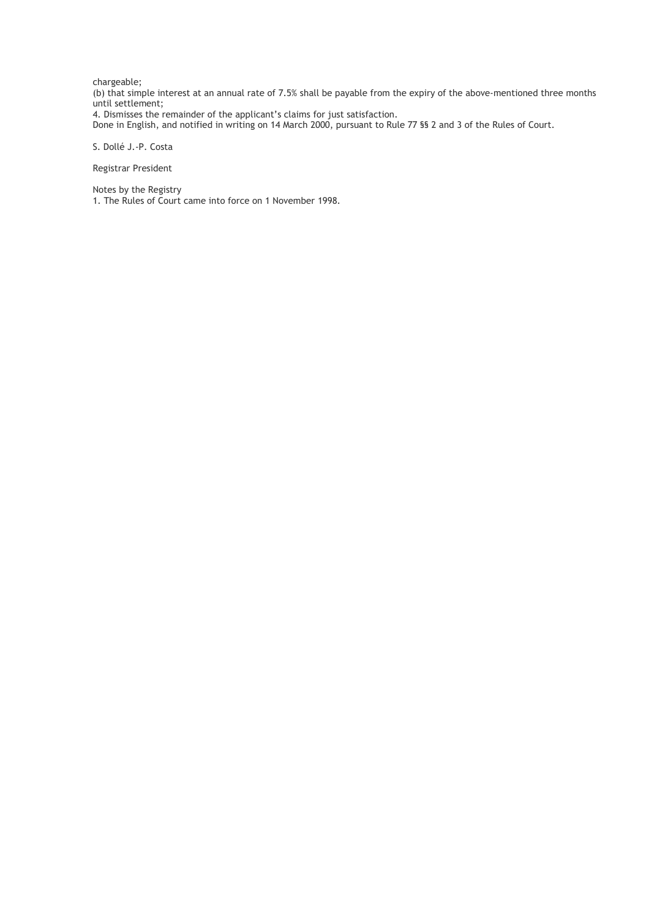chargeable;

(b) that simple interest at an annual rate of 7.5% shall be payable from the expiry of the above-mentioned three months until settlement;

4. Dismisses the remainder of the applicant's claims for just satisfaction.

Done in English, and notified in writing on 14 March 2000, pursuant to Rule 77 §§ 2 and 3 of the Rules of Court.

S. Dollé J.-P. Costa

Registrar President

Notes by the Registry

1. The Rules of Court came into force on 1 November 1998.